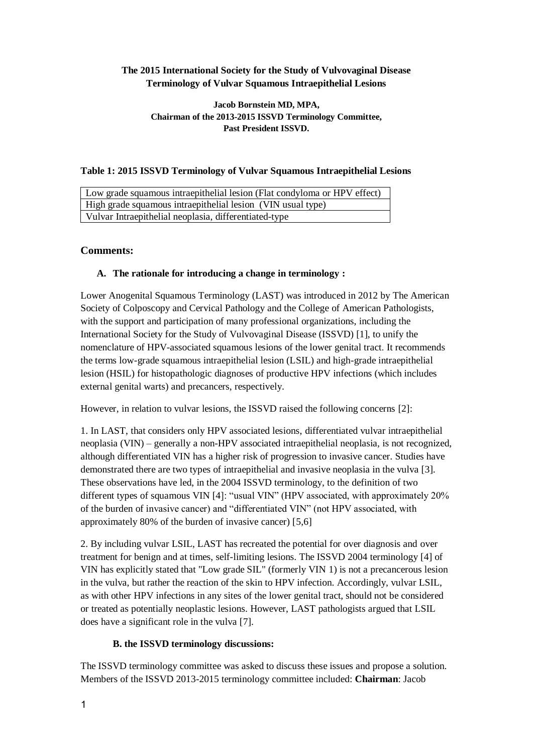# The 2015 International Society for the Study of Vulvovaginal Disease Terminology of Vulvar Squamous Intraepithelial Lesions

**Jacob Bornstein MD, MPA,**
**Chairman of the 2013-2015 ISSVD Terminology Committee,**
**Past President ISSVD.**

**Table 1: 2015 ISSVD Terminology of Vulvar Squamous Intraepithelial Lesions**

| |
|---|
| Low grade squamous intraepithelial lesion (Flat condyloma or HPV effect) |
| High grade squamous intraepithelial lesion (VIN usual type) |
| Vulvar Intraepithelial neoplasia, differentiated-type |

## Comments:

### A. The rationale for introducing a change in terminology :

Lower Anogenital Squamous Terminology (LAST) was introduced in 2012 by The American Society of Colposcopy and Cervical Pathology and the College of American Pathologists, with the support and participation of many professional organizations, including the International Society for the Study of Vulvovaginal Disease (ISSVD) [1], to unify the nomenclature of HPV-associated squamous lesions of the lower genital tract. It recommends the terms low-grade squamous intraepithelial lesion (LSIL) and high-grade intraepithelial lesion (HSIL) for histopathologic diagnoses of productive HPV infections (which includes external genital warts) and precancers, respectively.

However, in relation to vulvar lesions, the ISSVD raised the following concerns [2]:

1. In LAST, that considers only HPV associated lesions, differentiated vulvar intraepithelial neoplasia (VIN) – generally a non-HPV associated intraepithelial neoplasia, is not recognized, although differentiated VIN has a higher risk of progression to invasive cancer. Studies have demonstrated there are two types of intraepithelial and invasive neoplasia in the vulva [3]. These observations have led, in the 2004 ISSVD terminology, to the definition of two different types of squamous VIN [4]: "usual VIN" (HPV associated, with approximately 20% of the burden of invasive cancer) and "differentiated VIN" (not HPV associated, with approximately 80% of the burden of invasive cancer) [5,6]

2. By including vulvar LSIL, LAST has recreated the potential for over diagnosis and over treatment for benign and at times, self-limiting lesions. The ISSVD 2004 terminology [4] of VIN has explicitly stated that "Low grade SIL" (formerly VIN 1) is not a precancerous lesion in the vulva, but rather the reaction of the skin to HPV infection. Accordingly, vulvar LSIL, as with other HPV infections in any sites of the lower genital tract, should not be considered or treated as potentially neoplastic lesions. However, LAST pathologists argued that LSIL does have a significant role in the vulva [7].

### B. the ISSVD terminology discussions:

The ISSVD terminology committee was asked to discuss these issues and propose a solution. Members of the ISSVD 2013-2015 terminology committee included: **Chairman**: Jacob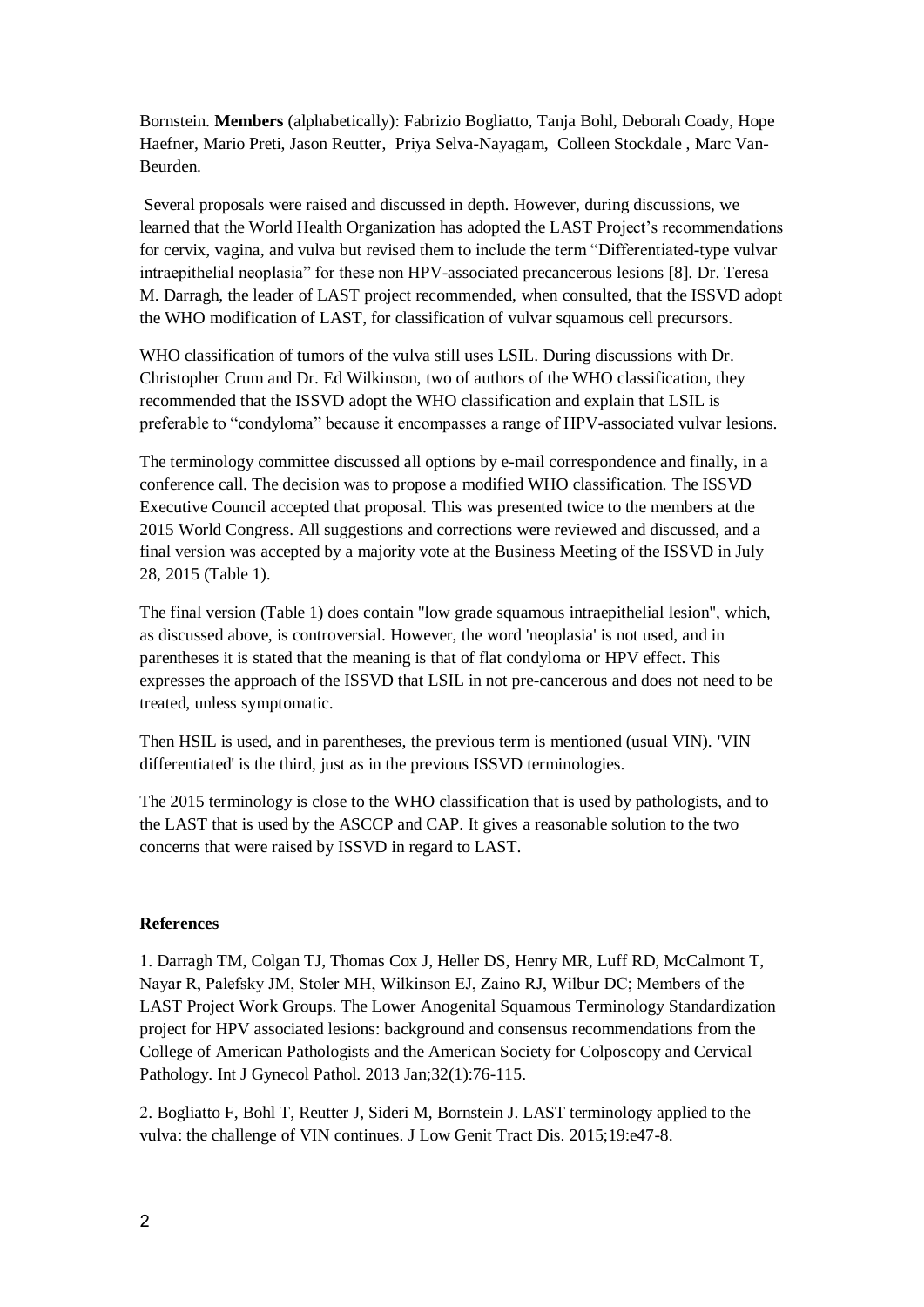Bornstein. **Members** (alphabetically): Fabrizio Bogliatto, Tanja Bohl, Deborah Coady, Hope Haefner, Mario Preti, Jason Reutter, Priya Selva-Nayagam, Colleen Stockdale , Marc Van-Beurden.

Several proposals were raised and discussed in depth. However, during discussions, we learned that the World Health Organization has adopted the LAST Project's recommendations for cervix, vagina, and vulva but revised them to include the term "Differentiated-type vulvar intraepithelial neoplasia" for these non HPV-associated precancerous lesions [8]. Dr. Teresa M. Darragh, the leader of LAST project recommended, when consulted, that the ISSVD adopt the WHO modification of LAST, for classification of vulvar squamous cell precursors.

WHO classification of tumors of the vulva still uses LSIL. During discussions with Dr. Christopher Crum and Dr. Ed Wilkinson, two of authors of the WHO classification, they recommended that the ISSVD adopt the WHO classification and explain that LSIL is preferable to "condyloma" because it encompasses a range of HPV-associated vulvar lesions.

The terminology committee discussed all options by e-mail correspondence and finally, in a conference call. The decision was to propose a modified WHO classification. The ISSVD Executive Council accepted that proposal. This was presented twice to the members at the 2015 World Congress. All suggestions and corrections were reviewed and discussed, and a final version was accepted by a majority vote at the Business Meeting of the ISSVD in July 28, 2015 (Table 1).

The final version (Table 1) does contain "low grade squamous intraepithelial lesion", which, as discussed above, is controversial. However, the word 'neoplasia' is not used, and in parentheses it is stated that the meaning is that of flat condyloma or HPV effect. This expresses the approach of the ISSVD that LSIL in not pre-cancerous and does not need to be treated, unless symptomatic.

Then HSIL is used, and in parentheses, the previous term is mentioned (usual VIN). 'VIN differentiated' is the third, just as in the previous ISSVD terminologies.

The 2015 terminology is close to the WHO classification that is used by pathologists, and to the LAST that is used by the ASCCP and CAP. It gives a reasonable solution to the two concerns that were raised by ISSVD in regard to LAST.

**References**

1. Darragh TM, Colgan TJ, Thomas Cox J, Heller DS, Henry MR, Luff RD, McCalmont T, Nayar R, Palefsky JM, Stoler MH, Wilkinson EJ, Zaino RJ, Wilbur DC; Members of the LAST Project Work Groups. The Lower Anogenital Squamous Terminology Standardization project for HPV associated lesions: background and consensus recommendations from the College of American Pathologists and the American Society for Colposcopy and Cervical Pathology. Int J Gynecol Pathol. 2013 Jan;32(1):76-115.

2. Bogliatto F, Bohl T, Reutter J, Sideri M, Bornstein J. LAST terminology applied to the vulva: the challenge of VIN continues. J Low Genit Tract Dis. 2015;19:e47-8.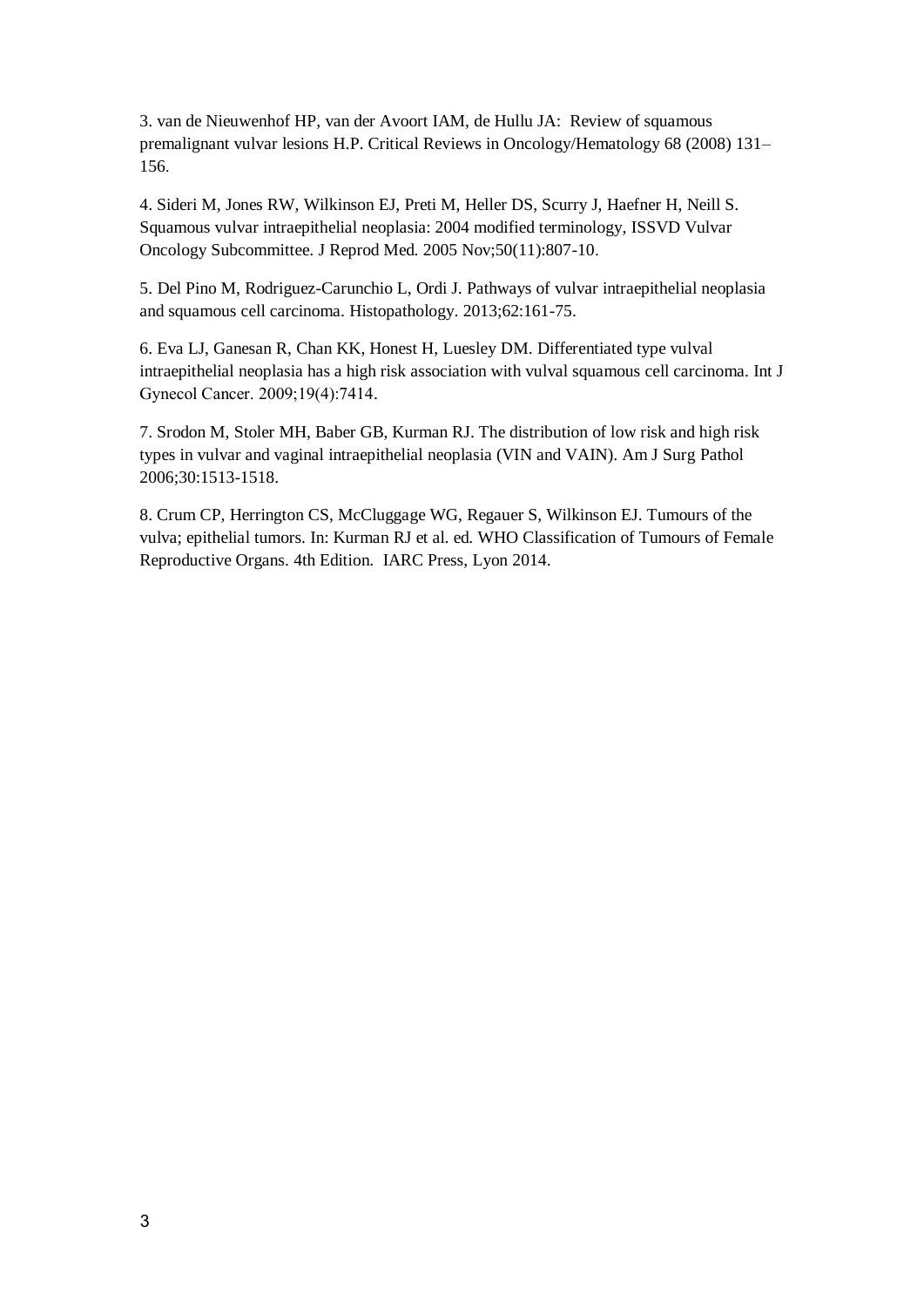3. van de Nieuwenhof HP, van der Avoort IAM, de Hullu JA: Review of squamous premalignant vulvar lesions H.P. Critical Reviews in Oncology/Hematology 68 (2008) 131–156.

4. Sideri M, Jones RW, Wilkinson EJ, Preti M, Heller DS, Scurry J, Haefner H, Neill S. Squamous vulvar intraepithelial neoplasia: 2004 modified terminology, ISSVD Vulvar Oncology Subcommittee. J Reprod Med. 2005 Nov;50(11):807-10.

5. Del Pino M, Rodriguez-Carunchio L, Ordi J. Pathways of vulvar intraepithelial neoplasia and squamous cell carcinoma. Histopathology. 2013;62:161-75.

6. Eva LJ, Ganesan R, Chan KK, Honest H, Luesley DM. Differentiated type vulval intraepithelial neoplasia has a high risk association with vulval squamous cell carcinoma. Int J Gynecol Cancer. 2009;19(4):7414.

7. Srodon M, Stoler MH, Baber GB, Kurman RJ. The distribution of low risk and high risk types in vulvar and vaginal intraepithelial neoplasia (VIN and VAIN). Am J Surg Pathol 2006;30:1513-1518.

8. Crum CP, Herrington CS, McCluggage WG, Regauer S, Wilkinson EJ. Tumours of the vulva; epithelial tumors. In: Kurman RJ et al. ed. WHO Classification of Tumours of Female Reproductive Organs. 4th Edition. IARC Press, Lyon 2014.